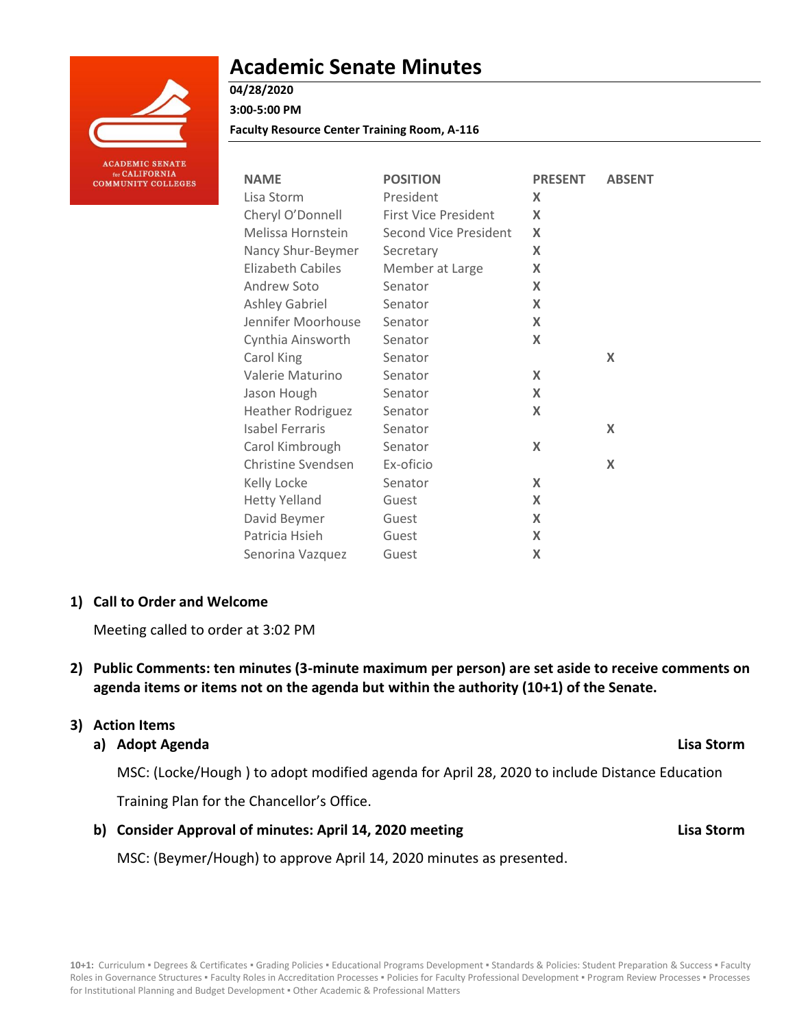# Academic Senate Minutes

**04/28/2020**

**3:00-5:00 PM**

**Faculty Resource Center Training Room, A-116**

| NAME | POSITION | PRESENT | ABSENT |
|---|---|---|---|
| Lisa Storm | President | X | |
| Cheryl O'Donnell | First Vice President | X | |
| Melissa Hornstein | Second Vice President | X | |
| Nancy Shur-Beymer | Secretary | X | |
| Elizabeth Cabiles | Member at Large | X | |
| Andrew Soto | Senator | X | |
| Ashley Gabriel | Senator | X | |
| Jennifer Moorhouse | Senator | X | |
| Cynthia Ainsworth | Senator | X | |
| Carol King | Senator | | X |
| Valerie Maturino | Senator | X | |
| Jason Hough | Senator | X | |
| Heather Rodriguez | Senator | X | |
| Isabel Ferraris | Senator | | X |
| Carol Kimbrough | Senator | X | |
| Christine Svendsen | Ex-oficio | | X |
| Kelly Locke | Senator | X | |
| Hetty Yelland | Guest | X | |
| David Beymer | Guest | X | |
| Patricia Hsieh | Guest | X | |
| Senorina Vazquez | Guest | X | |

1) **Call to Order and Welcome**

   Meeting called to order at 3:02 PM

2) **Public Comments: ten minutes (3-minute maximum per person) are set aside to receive comments on agenda items or items not on the agenda but within the authority (10+1) of the Senate.**

3) **Action Items**

   a) **Adopt Agenda** — **Lisa Storm**

      MSC: (Locke/Hough ) to adopt modified agenda for April 28, 2020 to include Distance Education Training Plan for the Chancellor's Office.

   b) **Consider Approval of minutes: April 14, 2020 meeting** — **Lisa Storm**

      MSC: (Beymer/Hough) to approve April 14, 2020 minutes as presented.

**10+1:** Curriculum ▪ Degrees & Certificates ▪ Grading Policies ▪ Educational Programs Development ▪ Standards & Policies: Student Preparation & Success ▪ Faculty Roles in Governance Structures ▪ Faculty Roles in Accreditation Processes ▪ Policies for Faculty Professional Development ▪ Program Review Processes ▪ Processes for Institutional Planning and Budget Development ▪ Other Academic & Professional Matters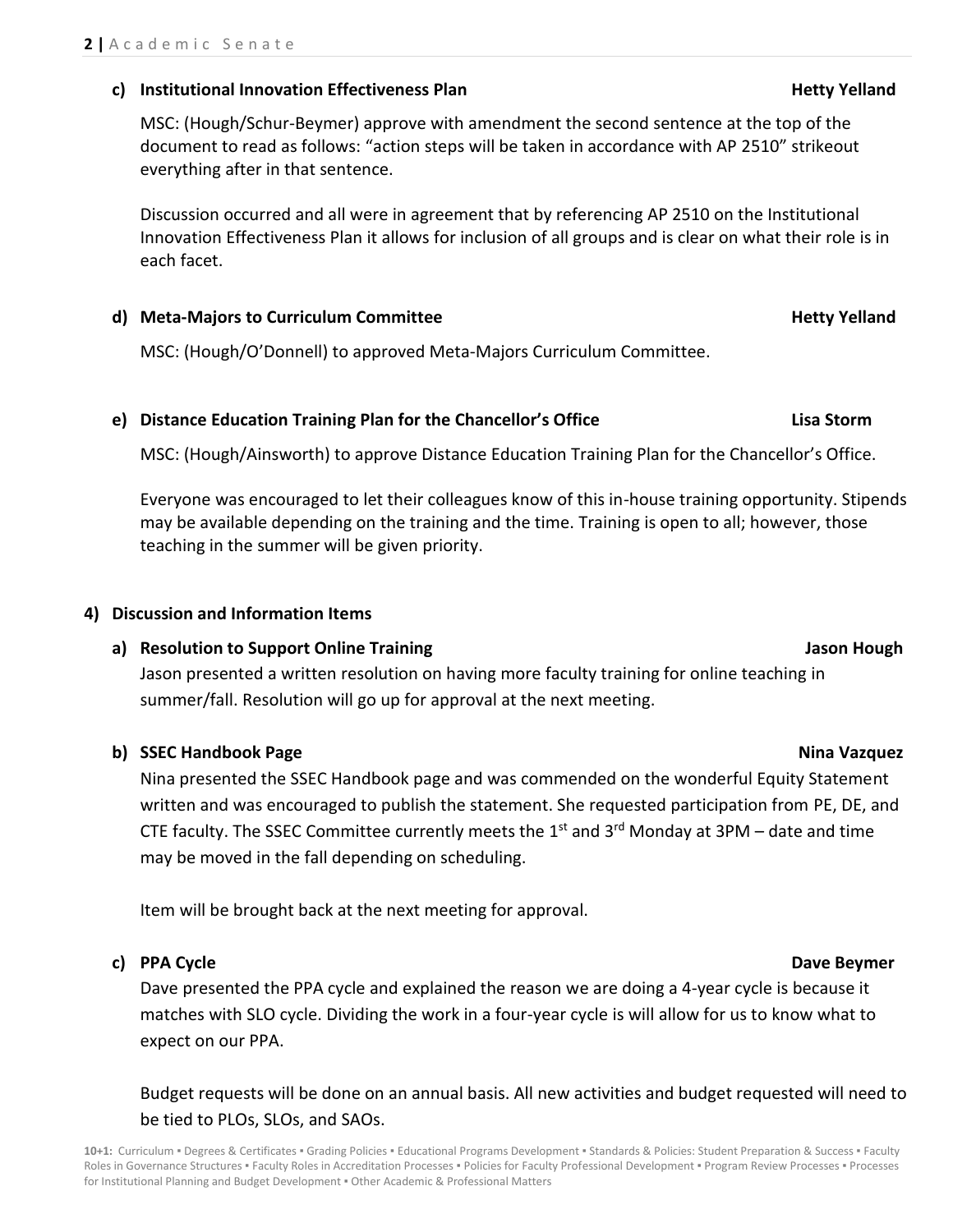**c) Institutional Innovation Effectiveness Plan** **Hetty Yelland**

MSC: (Hough/Schur-Beymer) approve with amendment the second sentence at the top of the document to read as follows: "action steps will be taken in accordance with AP 2510" strikeout everything after in that sentence.

Discussion occurred and all were in agreement that by referencing AP 2510 on the Institutional Innovation Effectiveness Plan it allows for inclusion of all groups and is clear on what their role is in each facet.

**d) Meta-Majors to Curriculum Committee** **Hetty Yelland**

MSC: (Hough/O'Donnell) to approved Meta-Majors Curriculum Committee.

**e) Distance Education Training Plan for the Chancellor's Office** **Lisa Storm**

MSC: (Hough/Ainsworth) to approve Distance Education Training Plan for the Chancellor's Office.

Everyone was encouraged to let their colleagues know of this in-house training opportunity. Stipends may be available depending on the training and the time. Training is open to all; however, those teaching in the summer will be given priority.

**4) Discussion and Information Items**

**a) Resolution to Support Online Training** **Jason Hough**

Jason presented a written resolution on having more faculty training for online teaching in summer/fall. Resolution will go up for approval at the next meeting.

**b) SSEC Handbook Page** **Nina Vazquez**

Nina presented the SSEC Handbook page and was commended on the wonderful Equity Statement written and was encouraged to publish the statement. She requested participation from PE, DE, and CTE faculty. The SSEC Committee currently meets the 1st and 3rd Monday at 3PM – date and time may be moved in the fall depending on scheduling.

Item will be brought back at the next meeting for approval.

**c) PPA Cycle** **Dave Beymer**

Dave presented the PPA cycle and explained the reason we are doing a 4-year cycle is because it matches with SLO cycle. Dividing the work in a four-year cycle is will allow for us to know what to expect on our PPA.

Budget requests will be done on an annual basis. All new activities and budget requested will need to be tied to PLOs, SLOs, and SAOs.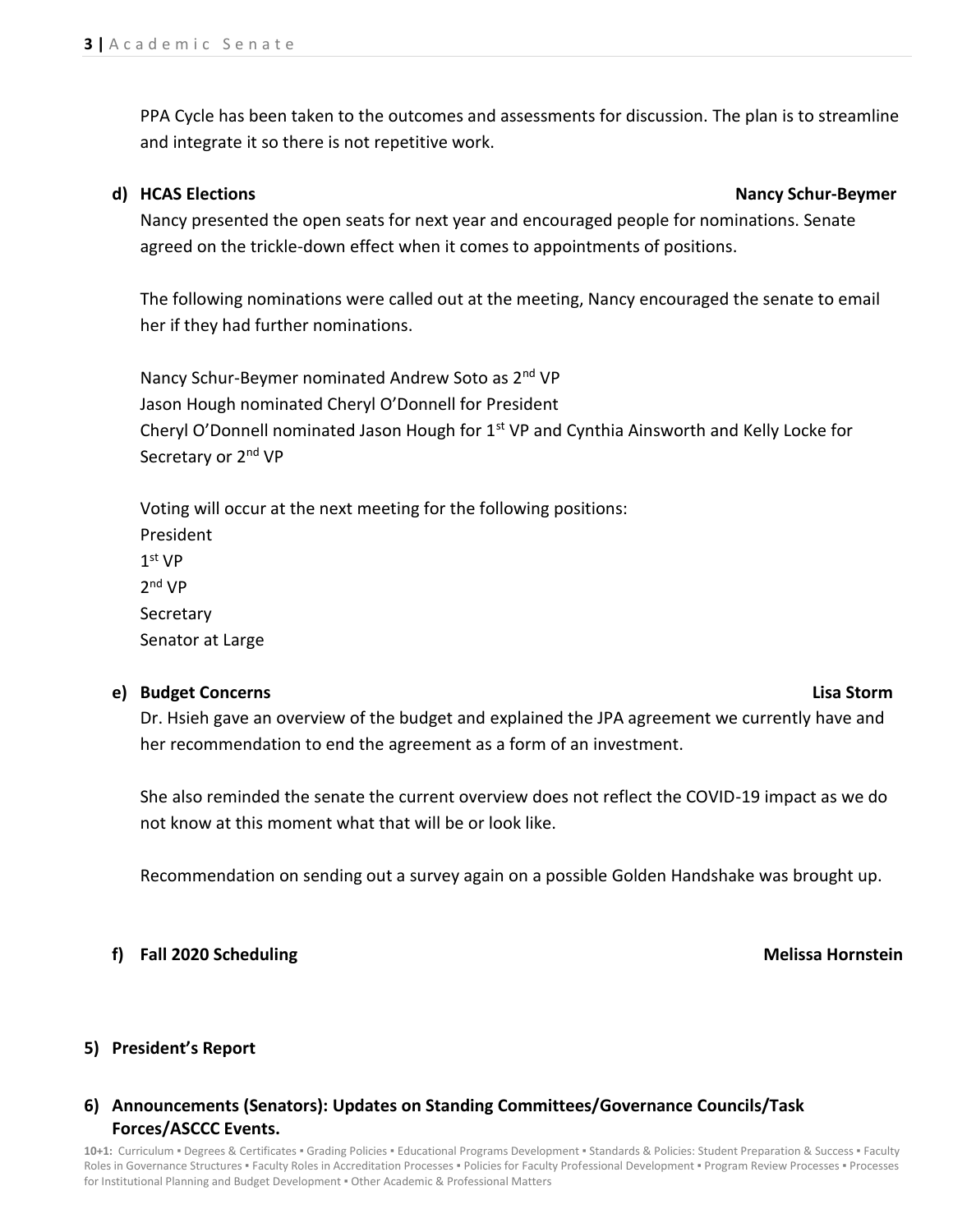PPA Cycle has been taken to the outcomes and assessments for discussion. The plan is to streamline and integrate it so there is not repetitive work.

**d) HCAS Elections** **Nancy Schur-Beymer**

Nancy presented the open seats for next year and encouraged people for nominations. Senate agreed on the trickle-down effect when it comes to appointments of positions.

The following nominations were called out at the meeting, Nancy encouraged the senate to email her if they had further nominations.

Nancy Schur-Beymer nominated Andrew Soto as 2nd VP
Jason Hough nominated Cheryl O'Donnell for President
Cheryl O'Donnell nominated Jason Hough for 1st VP and Cynthia Ainsworth and Kelly Locke for Secretary or 2nd VP

Voting will occur at the next meeting for the following positions:
President
1st VP
2nd VP
Secretary
Senator at Large

**e) Budget Concerns** **Lisa Storm**

Dr. Hsieh gave an overview of the budget and explained the JPA agreement we currently have and her recommendation to end the agreement as a form of an investment.

She also reminded the senate the current overview does not reflect the COVID-19 impact as we do not know at this moment what that will be or look like.

Recommendation on sending out a survey again on a possible Golden Handshake was brought up.

**f) Fall 2020 Scheduling** **Melissa Hornstein**

## 5) President's Report

## 6) Announcements (Senators): Updates on Standing Committees/Governance Councils/Task Forces/ASCCC Events.

**10+1:** Curriculum ▪ Degrees & Certificates ▪ Grading Policies ▪ Educational Programs Development ▪ Standards & Policies: Student Preparation & Success ▪ Faculty Roles in Governance Structures ▪ Faculty Roles in Accreditation Processes ▪ Policies for Faculty Professional Development ▪ Program Review Processes ▪ Processes for Institutional Planning and Budget Development ▪ Other Academic & Professional Matters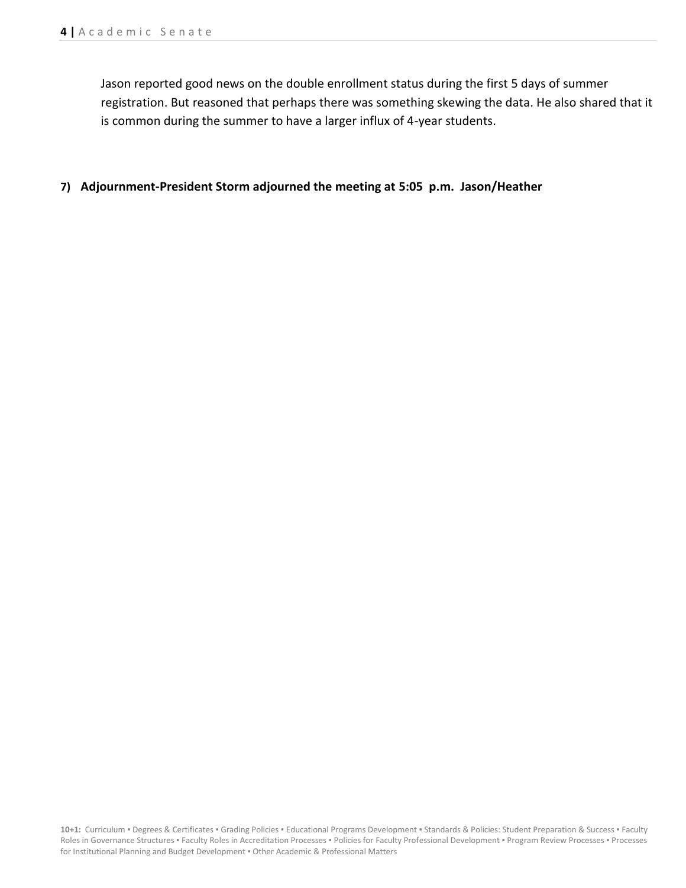Jason reported good news on the double enrollment status during the first 5 days of summer registration. But reasoned that perhaps there was something skewing the data. He also shared that it is common during the summer to have a larger influx of 4-year students.

**7) Adjournment-President Storm adjourned the meeting at 5:05 p.m. Jason/Heather**

**10+1:** Curriculum ▪ Degrees & Certificates ▪ Grading Policies ▪ Educational Programs Development ▪ Standards & Policies: Student Preparation & Success ▪ Faculty Roles in Governance Structures ▪ Faculty Roles in Accreditation Processes ▪ Policies for Faculty Professional Development ▪ Program Review Processes ▪ Processes for Institutional Planning and Budget Development ▪ Other Academic & Professional Matters